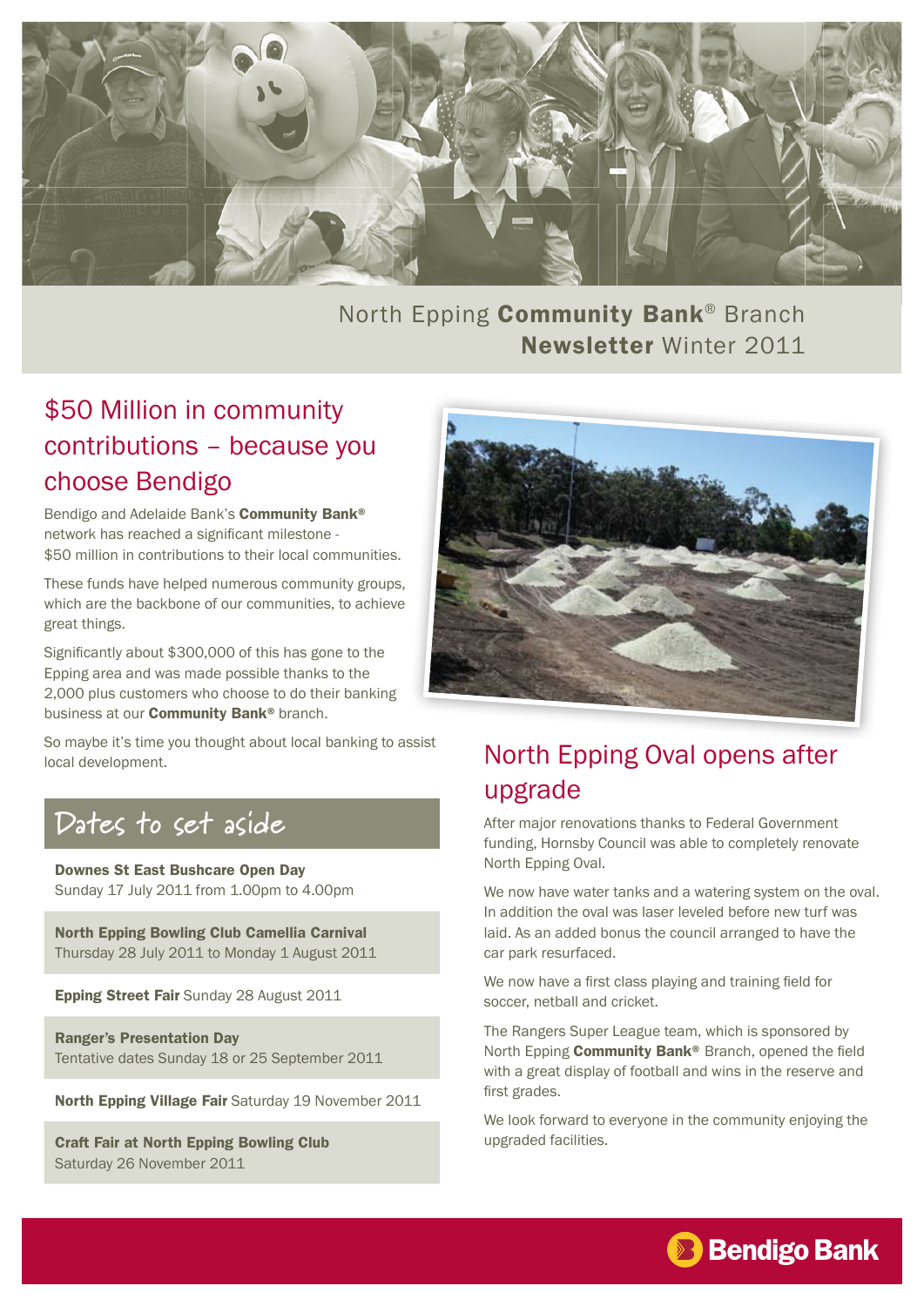North Epping **Community Bank**® Branch
**Newsletter** Winter 2011

## $50 Million in community contributions – because you choose Bendigo

Bendigo and Adelaide Bank's **Community Bank**® network has reached a significant milestone - $50 million in contributions to their local communities.

These funds have helped numerous community groups, which are the backbone of our communities, to achieve great things.

Significantly about $300,000 of this has gone to the Epping area and was made possible thanks to the 2,000 plus customers who choose to do their banking business at our **Community Bank**® branch.

So maybe it's time you thought about local banking to assist local development.

## Dates to set aside

**Downes St East Bushcare Open Day**
Sunday 17 July 2011 from 1.00pm to 4.00pm

**North Epping Bowling Club Camellia Carnival**
Thursday 28 July 2011 to Monday 1 August 2011

**Epping Street Fair** Sunday 28 August 2011

**Ranger's Presentation Day**
Tentative dates Sunday 18 or 25 September 2011

**North Epping Village Fair** Saturday 19 November 2011

**Craft Fair at North Epping Bowling Club**
Saturday 26 November 2011

## North Epping Oval opens after upgrade

After major renovations thanks to Federal Government funding, Hornsby Council was able to completely renovate North Epping Oval.

We now have water tanks and a watering system on the oval. In addition the oval was laser leveled before new turf was laid. As an added bonus the council arranged to have the car park resurfaced.

We now have a first class playing and training field for soccer, netball and cricket.

The Rangers Super League team, which is sponsored by North Epping **Community Bank**® Branch, opened the field with a great display of football and wins in the reserve and first grades.

We look forward to everyone in the community enjoying the upgraded facilities.

Bendigo Bank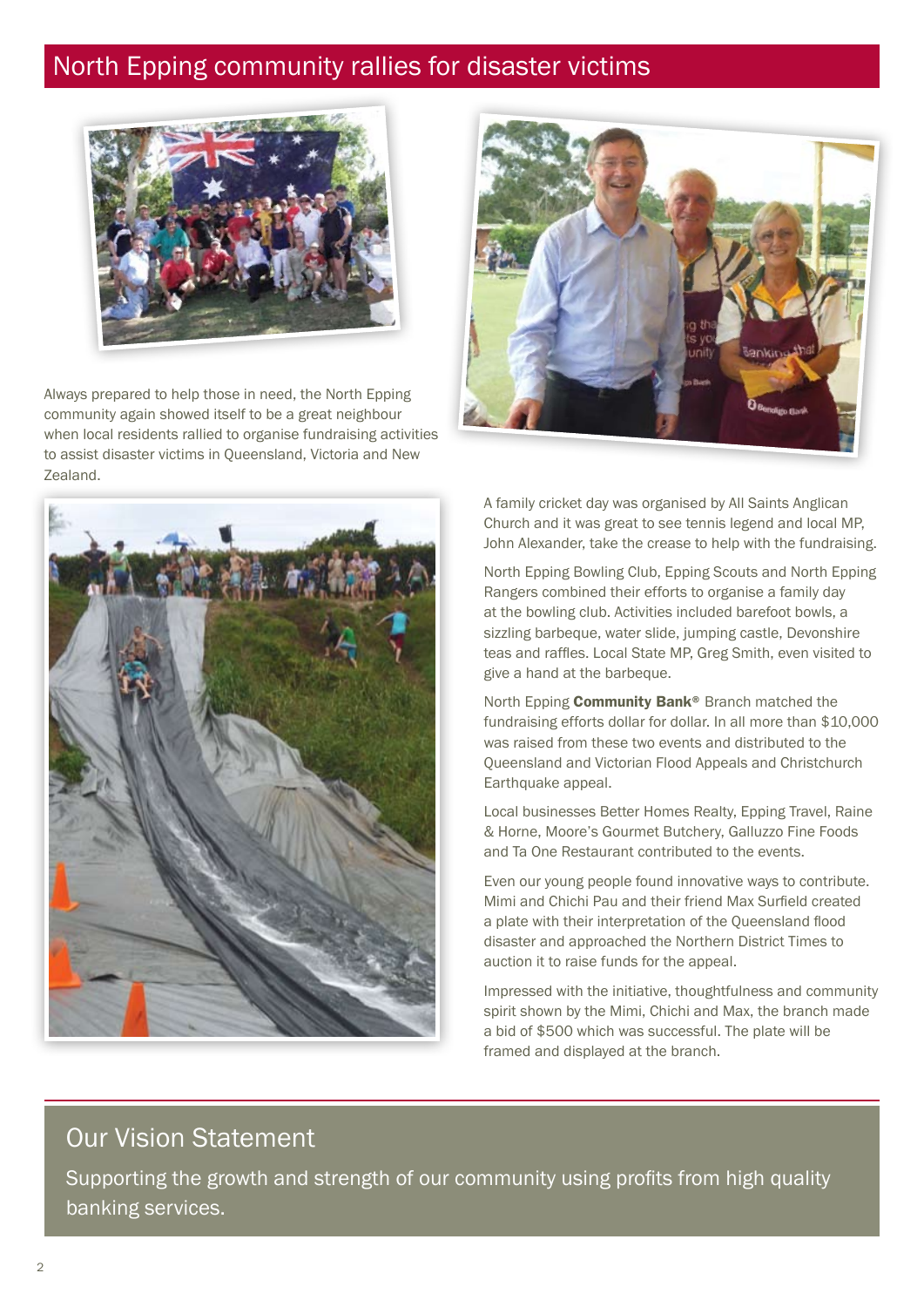## North Epping community rallies for disaster victims

Always prepared to help those in need, the North Epping community again showed itself to be a great neighbour when local residents rallied to organise fundraising activities to assist disaster victims in Queensland, Victoria and New Zealand.

A family cricket day was organised by All Saints Anglican Church and it was great to see tennis legend and local MP, John Alexander, take the crease to help with the fundraising.

North Epping Bowling Club, Epping Scouts and North Epping Rangers combined their efforts to organise a family day at the bowling club. Activities included barefoot bowls, a sizzling barbeque, water slide, jumping castle, Devonshire teas and raffles. Local State MP, Greg Smith, even visited to give a hand at the barbeque.

North Epping **Community Bank®** Branch matched the fundraising efforts dollar for dollar. In all more than $10,000 was raised from these two events and distributed to the Queensland and Victorian Flood Appeals and Christchurch Earthquake appeal.

Local businesses Better Homes Realty, Epping Travel, Raine & Horne, Moore's Gourmet Butchery, Galluzzo Fine Foods and Ta One Restaurant contributed to the events.

Even our young people found innovative ways to contribute. Mimi and Chichi Pau and their friend Max Surfield created a plate with their interpretation of the Queensland flood disaster and approached the Northern District Times to auction it to raise funds for the appeal.

Impressed with the initiative, thoughtfulness and community spirit shown by the Mimi, Chichi and Max, the branch made a bid of $500 which was successful. The plate will be framed and displayed at the branch.

## Our Vision Statement

Supporting the growth and strength of our community using profits from high quality banking services.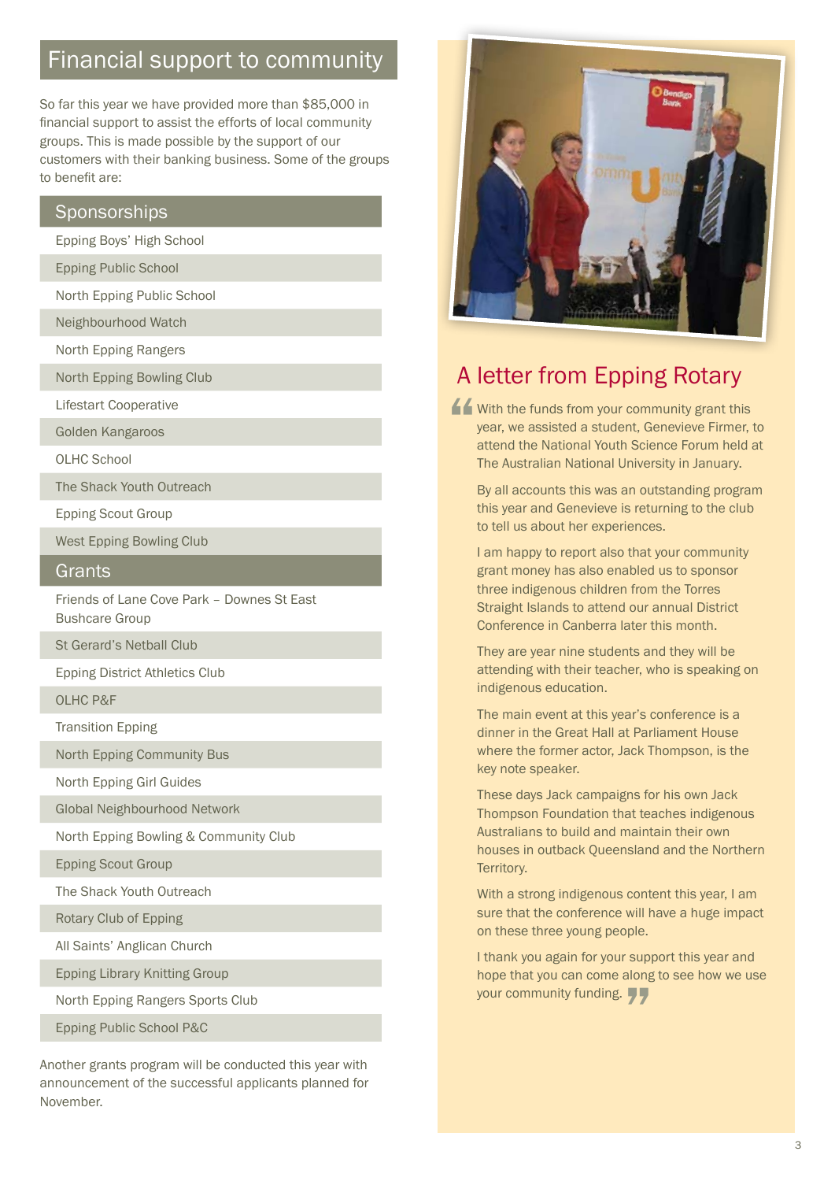# Financial support to community

So far this year we have provided more than $85,000 in financial support to assist the efforts of local community groups. This is made possible by the support of our customers with their banking business. Some of the groups to benefit are:

## Sponsorships

- Epping Boys' High School
- Epping Public School
- North Epping Public School
- Neighbourhood Watch
- North Epping Rangers
- North Epping Bowling Club
- Lifestart Cooperative
- Golden Kangaroos
- OLHC School
- The Shack Youth Outreach
- Epping Scout Group
- West Epping Bowling Club

## Grants

- Friends of Lane Cove Park – Downes St East Bushcare Group
- St Gerard's Netball Club
- Epping District Athletics Club
- OLHC P&F
- Transition Epping
- North Epping Community Bus
- North Epping Girl Guides
- Global Neighbourhood Network
- North Epping Bowling & Community Club
- Epping Scout Group
- The Shack Youth Outreach
- Rotary Club of Epping
- All Saints' Anglican Church
- Epping Library Knitting Group
- North Epping Rangers Sports Club
- Epping Public School P&C

Another grants program will be conducted this year with announcement of the successful applicants planned for November.

## A letter from Epping Rotary

"With the funds from your community grant this year, we assisted a student, Genevieve Firmer, to attend the National Youth Science Forum held at The Australian National University in January.

By all accounts this was an outstanding program this year and Genevieve is returning to the club to tell us about her experiences.

I am happy to report also that your community grant money has also enabled us to sponsor three indigenous children from the Torres Straight Islands to attend our annual District Conference in Canberra later this month.

They are year nine students and they will be attending with their teacher, who is speaking on indigenous education.

The main event at this year's conference is a dinner in the Great Hall at Parliament House where the former actor, Jack Thompson, is the key note speaker.

These days Jack campaigns for his own Jack Thompson Foundation that teaches indigenous Australians to build and maintain their own houses in outback Queensland and the Northern Territory.

With a strong indigenous content this year, I am sure that the conference will have a huge impact on these three young people.

I thank you again for your support this year and hope that you can come along to see how we use your community funding."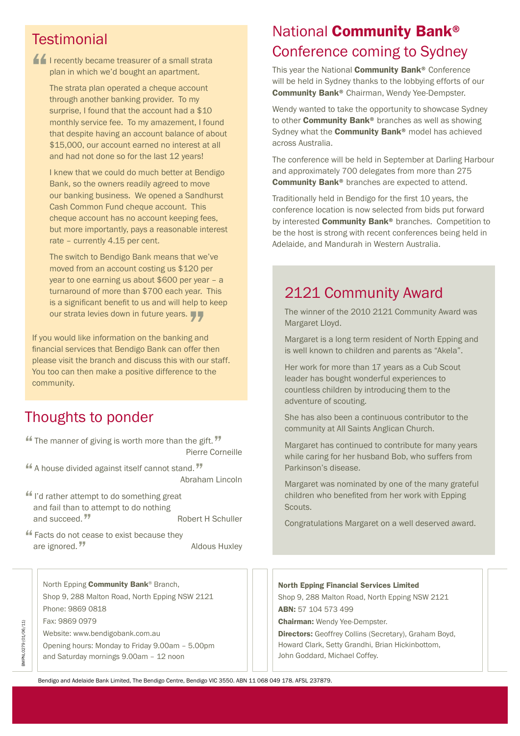## Testimonial

> I recently became treasurer of a small strata plan in which we'd bought an apartment.
>
> The strata plan operated a cheque account through another banking provider. To my surprise, I found that the account had a $10 monthly service fee. To my amazement, I found that despite having an account balance of about $15,000, our account earned no interest at all and had not done so for the last 12 years!
>
> I knew that we could do much better at Bendigo Bank, so the owners readily agreed to move our banking business. We opened a Sandhurst Cash Common Fund cheque account. This cheque account has no account keeping fees, but more importantly, pays a reasonable interest rate – currently 4.15 per cent.
>
> The switch to Bendigo Bank means that we've moved from an account costing us $120 per year to one earning us about $600 per year – a turnaround of more than $700 each year. This is a significant benefit to us and will help to keep our strata levies down in future years.

If you would like information on the banking and financial services that Bendigo Bank can offer then please visit the branch and discuss this with our staff. You too can then make a positive difference to the community.

## Thoughts to ponder

"The manner of giving is worth more than the gift."
Pierre Corneille

"A house divided against itself cannot stand."
Abraham Lincoln

"I'd rather attempt to do something great and fail than to attempt to do nothing and succeed."
Robert H Schuller

"Facts do not cease to exist because they are ignored."
Aldous Huxley

## National **Community Bank®** Conference coming to Sydney

This year the National **Community Bank®** Conference will be held in Sydney thanks to the lobbying efforts of our **Community Bank®** Chairman, Wendy Yee-Dempster.

Wendy wanted to take the opportunity to showcase Sydney to other **Community Bank®** branches as well as showing Sydney what the **Community Bank®** model has achieved across Australia.

The conference will be held in September at Darling Harbour and approximately 700 delegates from more than 275 **Community Bank®** branches are expected to attend.

Traditionally held in Bendigo for the first 10 years, the conference location is now selected from bids put forward by interested **Community Bank®** branches. Competition to be the host is strong with recent conferences being held in Adelaide, and Mandurah in Western Australia.

## 2121 Community Award

The winner of the 2010 2121 Community Award was Margaret Lloyd.

Margaret is a long term resident of North Epping and is well known to children and parents as "Akela".

Her work for more than 17 years as a Cub Scout leader has bought wonderful experiences to countless children by introducing them to the adventure of scouting.

She has also been a continuous contributor to the community at All Saints Anglican Church.

Margaret has continued to contribute for many years while caring for her husband Bob, who suffers from Parkinson's disease.

Margaret was nominated by one of the many grateful children who benefited from her work with Epping Scouts.

Congratulations Margaret on a well deserved award.

North Epping **Community Bank®** Branch,
Shop 9, 288 Malton Road, North Epping NSW 2121
Phone: 9869 0818
Fax: 9869 0979
Website: www.bendigobank.com.au
Opening hours: Monday to Friday 9.00am – 5.00pm and Saturday mornings 9.00am – 12 noon

**North Epping Financial Services Limited**
Shop 9, 288 Malton Road, North Epping NSW 2121
**ABN:** 57 104 573 499
**Chairman:** Wendy Yee-Dempster.
**Directors:** Geoffrey Collins (Secretary), Graham Boyd, Howard Clark, Setty Grandhi, Brian Hickinbottom, John Goddard, Michael Coffey.

BMPNL0279 (01/06/11)

Bendigo and Adelaide Bank Limited, The Bendigo Centre, Bendigo VIC 3550. ABN 11 068 049 178. AFSL 237879.